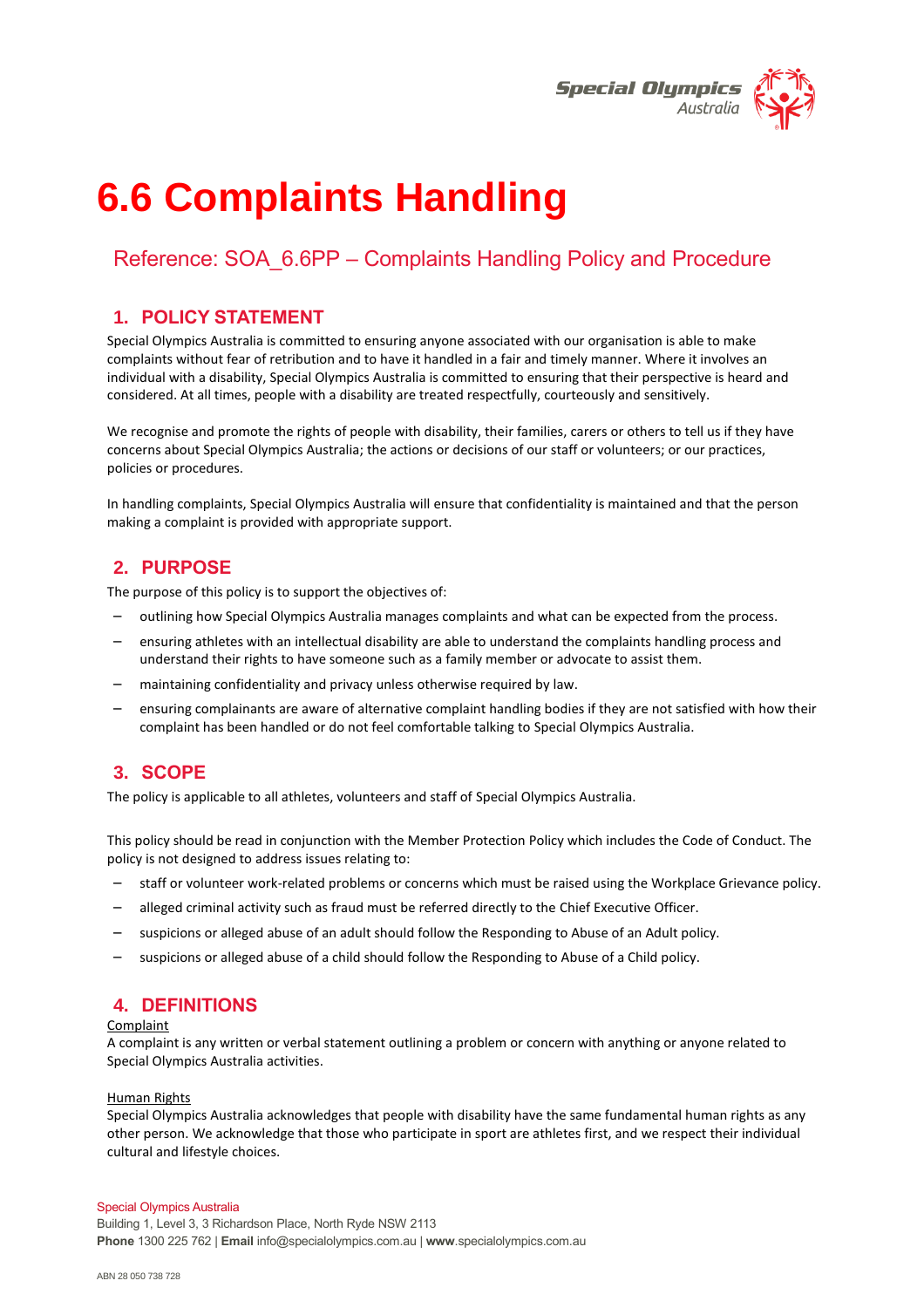# 6.6 Complaints Handling

## Reference: SOA_6.6PP – Complaints Handling Policy and Procedure

## 1. POLICY STATEMENT

Special Olympics Australia is committed to ensuring anyone associated with our organisation is able to make complaints without fear of retribution and to have it handled in a fair and timely manner. Where it involves an individual with a disability, Special Olympics Australia is committed to ensuring that their perspective is heard and considered. At all times, people with a disability are treated respectfully, courteously and sensitively.

We recognise and promote the rights of people with disability, their families, carers or others to tell us if they have concerns about Special Olympics Australia; the actions or decisions of our staff or volunteers; or our practices, policies or procedures.

In handling complaints, Special Olympics Australia will ensure that confidentiality is maintained and that the person making a complaint is provided with appropriate support.

## 2. PURPOSE

The purpose of this policy is to support the objectives of:

- outlining how Special Olympics Australia manages complaints and what can be expected from the process.
- ensuring athletes with an intellectual disability are able to understand the complaints handling process and understand their rights to have someone such as a family member or advocate to assist them.
- maintaining confidentiality and privacy unless otherwise required by law.
- ensuring complainants are aware of alternative complaint handling bodies if they are not satisfied with how their complaint has been handled or do not feel comfortable talking to Special Olympics Australia.

## 3. SCOPE

The policy is applicable to all athletes, volunteers and staff of Special Olympics Australia.

This policy should be read in conjunction with the Member Protection Policy which includes the Code of Conduct. The policy is not designed to address issues relating to:

- staff or volunteer work-related problems or concerns which must be raised using the Workplace Grievance policy.
- alleged criminal activity such as fraud must be referred directly to the Chief Executive Officer.
- suspicions or alleged abuse of an adult should follow the Responding to Abuse of an Adult policy.
- suspicions or alleged abuse of a child should follow the Responding to Abuse of a Child policy.

## 4. DEFINITIONS

Complaint

A complaint is any written or verbal statement outlining a problem or concern with anything or anyone related to Special Olympics Australia activities.

Human Rights

Special Olympics Australia acknowledges that people with disability have the same fundamental human rights as any other person. We acknowledge that those who participate in sport are athletes first, and we respect their individual cultural and lifestyle choices.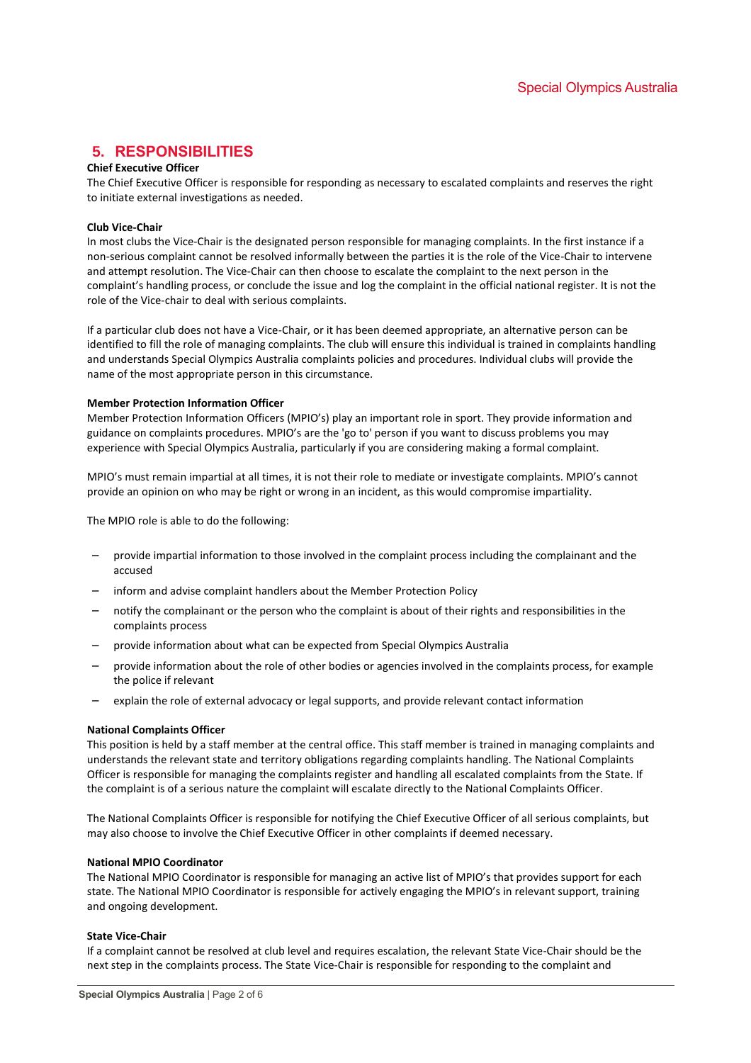## 5. RESPONSIBILITIES

**Chief Executive Officer**

The Chief Executive Officer is responsible for responding as necessary to escalated complaints and reserves the right to initiate external investigations as needed.

**Club Vice-Chair**

In most clubs the Vice-Chair is the designated person responsible for managing complaints. In the first instance if a non-serious complaint cannot be resolved informally between the parties it is the role of the Vice-Chair to intervene and attempt resolution. The Vice-Chair can then choose to escalate the complaint to the next person in the complaint's handling process, or conclude the issue and log the complaint in the official national register. It is not the role of the Vice-chair to deal with serious complaints.

If a particular club does not have a Vice-Chair, or it has been deemed appropriate, an alternative person can be identified to fill the role of managing complaints. The club will ensure this individual is trained in complaints handling and understands Special Olympics Australia complaints policies and procedures. Individual clubs will provide the name of the most appropriate person in this circumstance.

**Member Protection Information Officer**

Member Protection Information Officers (MPIO's) play an important role in sport. They provide information and guidance on complaints procedures. MPIO's are the 'go to' person if you want to discuss problems you may experience with Special Olympics Australia, particularly if you are considering making a formal complaint.

MPIO's must remain impartial at all times, it is not their role to mediate or investigate complaints. MPIO's cannot provide an opinion on who may be right or wrong in an incident, as this would compromise impartiality.

The MPIO role is able to do the following:

- provide impartial information to those involved in the complaint process including the complainant and the accused
- inform and advise complaint handlers about the Member Protection Policy
- notify the complainant or the person who the complaint is about of their rights and responsibilities in the complaints process
- provide information about what can be expected from Special Olympics Australia
- provide information about the role of other bodies or agencies involved in the complaints process, for example the police if relevant
- explain the role of external advocacy or legal supports, and provide relevant contact information

**National Complaints Officer**

This position is held by a staff member at the central office. This staff member is trained in managing complaints and understands the relevant state and territory obligations regarding complaints handling. The National Complaints Officer is responsible for managing the complaints register and handling all escalated complaints from the State. If the complaint is of a serious nature the complaint will escalate directly to the National Complaints Officer.

The National Complaints Officer is responsible for notifying the Chief Executive Officer of all serious complaints, but may also choose to involve the Chief Executive Officer in other complaints if deemed necessary.

**National MPIO Coordinator**

The National MPIO Coordinator is responsible for managing an active list of MPIO's that provides support for each state. The National MPIO Coordinator is responsible for actively engaging the MPIO's in relevant support, training and ongoing development.

**State Vice-Chair**

If a complaint cannot be resolved at club level and requires escalation, the relevant State Vice-Chair should be the next step in the complaints process. The State Vice-Chair is responsible for responding to the complaint and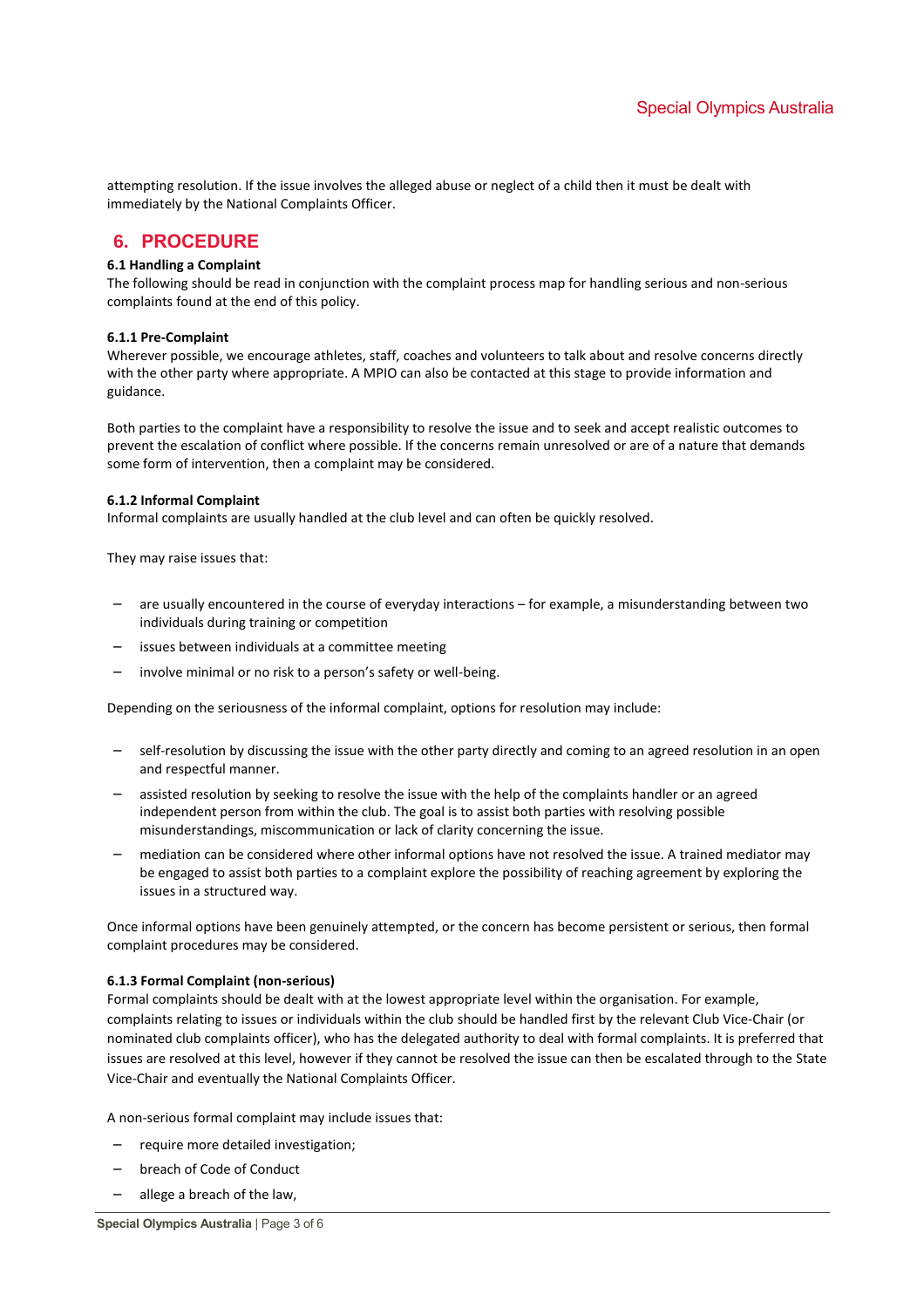attempting resolution. If the issue involves the alleged abuse or neglect of a child then it must be dealt with immediately by the National Complaints Officer.

## 6. PROCEDURE

**6.1 Handling a Complaint**

The following should be read in conjunction with the complaint process map for handling serious and non-serious complaints found at the end of this policy.

**6.1.1 Pre-Complaint**

Wherever possible, we encourage athletes, staff, coaches and volunteers to talk about and resolve concerns directly with the other party where appropriate. A MPIO can also be contacted at this stage to provide information and guidance.

Both parties to the complaint have a responsibility to resolve the issue and to seek and accept realistic outcomes to prevent the escalation of conflict where possible. If the concerns remain unresolved or are of a nature that demands some form of intervention, then a complaint may be considered.

**6.1.2 Informal Complaint**

Informal complaints are usually handled at the club level and can often be quickly resolved.

They may raise issues that:

- are usually encountered in the course of everyday interactions – for example, a misunderstanding between two individuals during training or competition
- issues between individuals at a committee meeting
- involve minimal or no risk to a person's safety or well-being.

Depending on the seriousness of the informal complaint, options for resolution may include:

- self-resolution by discussing the issue with the other party directly and coming to an agreed resolution in an open and respectful manner.
- assisted resolution by seeking to resolve the issue with the help of the complaints handler or an agreed independent person from within the club. The goal is to assist both parties with resolving possible misunderstandings, miscommunication or lack of clarity concerning the issue.
- mediation can be considered where other informal options have not resolved the issue. A trained mediator may be engaged to assist both parties to a complaint explore the possibility of reaching agreement by exploring the issues in a structured way.

Once informal options have been genuinely attempted, or the concern has become persistent or serious, then formal complaint procedures may be considered.

**6.1.3 Formal Complaint (non-serious)**

Formal complaints should be dealt with at the lowest appropriate level within the organisation. For example, complaints relating to issues or individuals within the club should be handled first by the relevant Club Vice-Chair (or nominated club complaints officer), who has the delegated authority to deal with formal complaints. It is preferred that issues are resolved at this level, however if they cannot be resolved the issue can then be escalated through to the State Vice-Chair and eventually the National Complaints Officer.

A non-serious formal complaint may include issues that:

- require more detailed investigation;
- breach of Code of Conduct
- allege a breach of the law,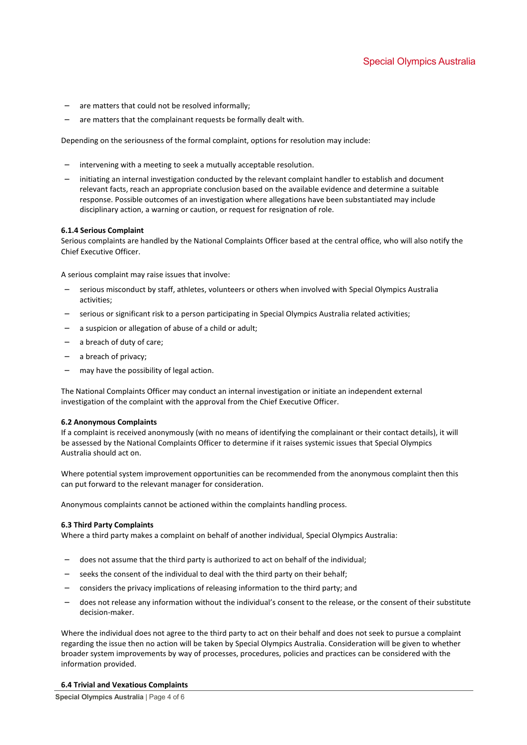- are matters that could not be resolved informally;
- are matters that the complainant requests be formally dealt with.

Depending on the seriousness of the formal complaint, options for resolution may include:

- intervening with a meeting to seek a mutually acceptable resolution.
- initiating an internal investigation conducted by the relevant complaint handler to establish and document relevant facts, reach an appropriate conclusion based on the available evidence and determine a suitable response. Possible outcomes of an investigation where allegations have been substantiated may include disciplinary action, a warning or caution, or request for resignation of role.

**6.1.4 Serious Complaint**

Serious complaints are handled by the National Complaints Officer based at the central office, who will also notify the Chief Executive Officer.

A serious complaint may raise issues that involve:

- serious misconduct by staff, athletes, volunteers or others when involved with Special Olympics Australia activities;
- serious or significant risk to a person participating in Special Olympics Australia related activities;
- a suspicion or allegation of abuse of a child or adult;
- a breach of duty of care;
- a breach of privacy;
- may have the possibility of legal action.

The National Complaints Officer may conduct an internal investigation or initiate an independent external investigation of the complaint with the approval from the Chief Executive Officer.

**6.2 Anonymous Complaints**

If a complaint is received anonymously (with no means of identifying the complainant or their contact details), it will be assessed by the National Complaints Officer to determine if it raises systemic issues that Special Olympics Australia should act on.

Where potential system improvement opportunities can be recommended from the anonymous complaint then this can put forward to the relevant manager for consideration.

Anonymous complaints cannot be actioned within the complaints handling process.

**6.3 Third Party Complaints**

Where a third party makes a complaint on behalf of another individual, Special Olympics Australia:

- does not assume that the third party is authorized to act on behalf of the individual;
- seeks the consent of the individual to deal with the third party on their behalf;
- considers the privacy implications of releasing information to the third party; and
- does not release any information without the individual's consent to the release, or the consent of their substitute decision-maker.

Where the individual does not agree to the third party to act on their behalf and does not seek to pursue a complaint regarding the issue then no action will be taken by Special Olympics Australia. Consideration will be given to whether broader system improvements by way of processes, procedures, policies and practices can be considered with the information provided.

**6.4 Trivial and Vexatious Complaints**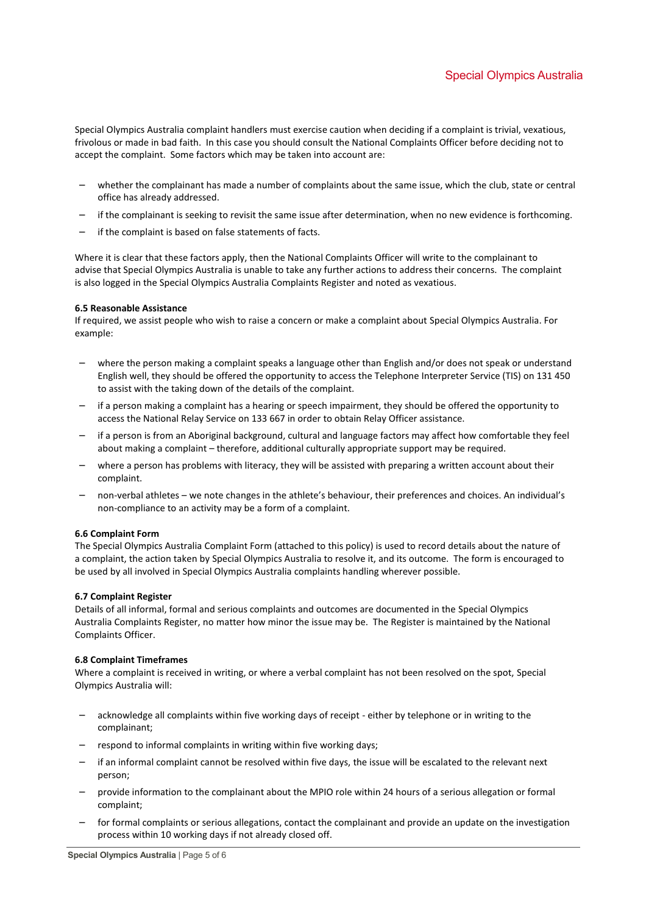Special Olympics Australia complaint handlers must exercise caution when deciding if a complaint is trivial, vexatious, frivolous or made in bad faith. In this case you should consult the National Complaints Officer before deciding not to accept the complaint. Some factors which may be taken into account are:

- whether the complainant has made a number of complaints about the same issue, which the club, state or central office has already addressed.
- if the complainant is seeking to revisit the same issue after determination, when no new evidence is forthcoming.
- if the complaint is based on false statements of facts.

Where it is clear that these factors apply, then the National Complaints Officer will write to the complainant to advise that Special Olympics Australia is unable to take any further actions to address their concerns. The complaint is also logged in the Special Olympics Australia Complaints Register and noted as vexatious.

**6.5 Reasonable Assistance**
If required, we assist people who wish to raise a concern or make a complaint about Special Olympics Australia. For example:

- where the person making a complaint speaks a language other than English and/or does not speak or understand English well, they should be offered the opportunity to access the Telephone Interpreter Service (TIS) on 131 450 to assist with the taking down of the details of the complaint.
- if a person making a complaint has a hearing or speech impairment, they should be offered the opportunity to access the National Relay Service on 133 667 in order to obtain Relay Officer assistance.
- if a person is from an Aboriginal background, cultural and language factors may affect how comfortable they feel about making a complaint – therefore, additional culturally appropriate support may be required.
- where a person has problems with literacy, they will be assisted with preparing a written account about their complaint.
- non-verbal athletes – we note changes in the athlete's behaviour, their preferences and choices. An individual's non-compliance to an activity may be a form of a complaint.

**6.6 Complaint Form**
The Special Olympics Australia Complaint Form (attached to this policy) is used to record details about the nature of a complaint, the action taken by Special Olympics Australia to resolve it, and its outcome. The form is encouraged to be used by all involved in Special Olympics Australia complaints handling wherever possible.

**6.7 Complaint Register**
Details of all informal, formal and serious complaints and outcomes are documented in the Special Olympics Australia Complaints Register, no matter how minor the issue may be. The Register is maintained by the National Complaints Officer.

**6.8 Complaint Timeframes**
Where a complaint is received in writing, or where a verbal complaint has not been resolved on the spot, Special Olympics Australia will:

- acknowledge all complaints within five working days of receipt - either by telephone or in writing to the complainant;
- respond to informal complaints in writing within five working days;
- if an informal complaint cannot be resolved within five days, the issue will be escalated to the relevant next person;
- provide information to the complainant about the MPIO role within 24 hours of a serious allegation or formal complaint;
- for formal complaints or serious allegations, contact the complainant and provide an update on the investigation process within 10 working days if not already closed off.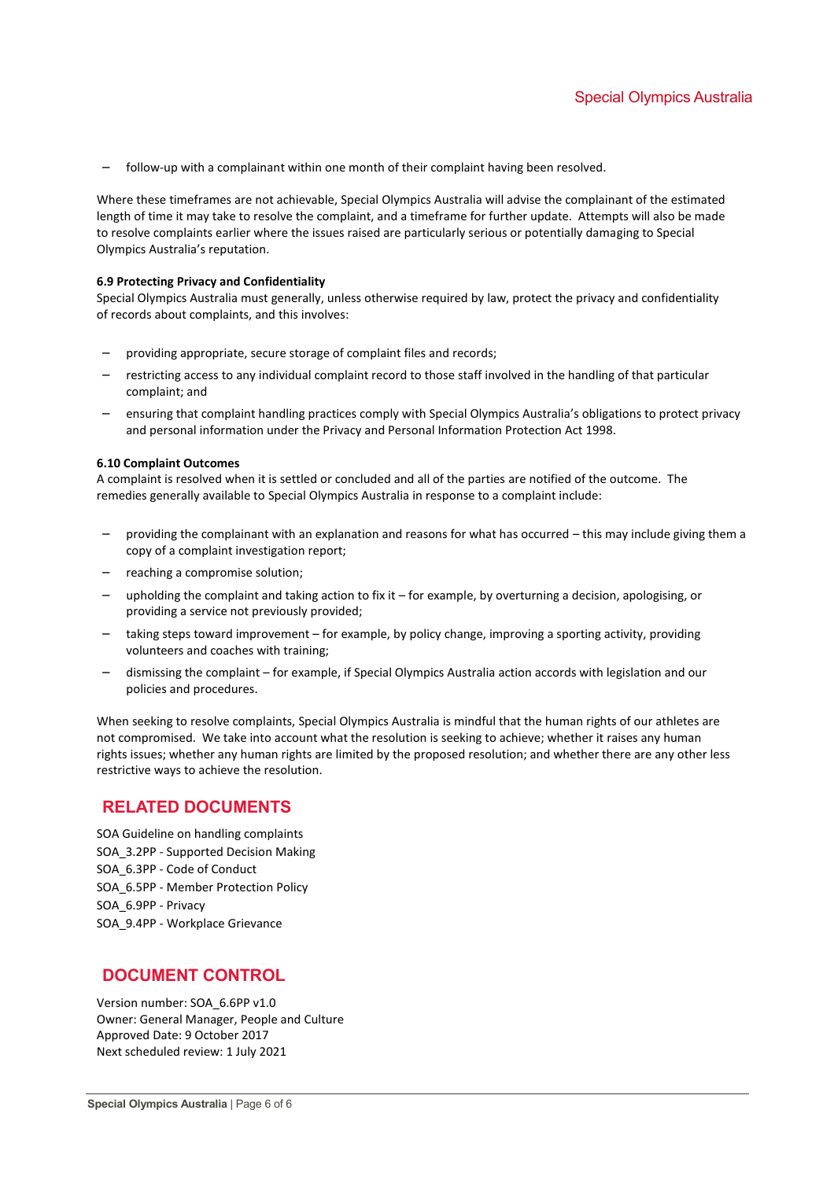– follow-up with a complainant within one month of their complaint having been resolved.

Where these timeframes are not achievable, Special Olympics Australia will advise the complainant of the estimated length of time it may take to resolve the complaint, and a timeframe for further update. Attempts will also be made to resolve complaints earlier where the issues raised are particularly serious or potentially damaging to Special Olympics Australia's reputation.

**6.9 Protecting Privacy and Confidentiality**

Special Olympics Australia must generally, unless otherwise required by law, protect the privacy and confidentiality of records about complaints, and this involves:

- providing appropriate, secure storage of complaint files and records;
- restricting access to any individual complaint record to those staff involved in the handling of that particular complaint; and
- ensuring that complaint handling practices comply with Special Olympics Australia's obligations to protect privacy and personal information under the Privacy and Personal Information Protection Act 1998.

**6.10 Complaint Outcomes**

A complaint is resolved when it is settled or concluded and all of the parties are notified of the outcome. The remedies generally available to Special Olympics Australia in response to a complaint include:

- providing the complainant with an explanation and reasons for what has occurred – this may include giving them a copy of a complaint investigation report;
- reaching a compromise solution;
- upholding the complaint and taking action to fix it – for example, by overturning a decision, apologising, or providing a service not previously provided;
- taking steps toward improvement – for example, by policy change, improving a sporting activity, providing volunteers and coaches with training;
- dismissing the complaint – for example, if Special Olympics Australia action accords with legislation and our policies and procedures.

When seeking to resolve complaints, Special Olympics Australia is mindful that the human rights of our athletes are not compromised. We take into account what the resolution is seeking to achieve; whether it raises any human rights issues; whether any human rights are limited by the proposed resolution; and whether there are any other less restrictive ways to achieve the resolution.

## RELATED DOCUMENTS

SOA Guideline on handling complaints
SOA_3.2PP - Supported Decision Making
SOA_6.3PP - Code of Conduct
SOA_6.5PP - Member Protection Policy
SOA_6.9PP - Privacy
SOA_9.4PP - Workplace Grievance

## DOCUMENT CONTROL

Version number: SOA_6.6PP v1.0
Owner: General Manager, People and Culture
Approved Date: 9 October 2017
Next scheduled review: 1 July 2021